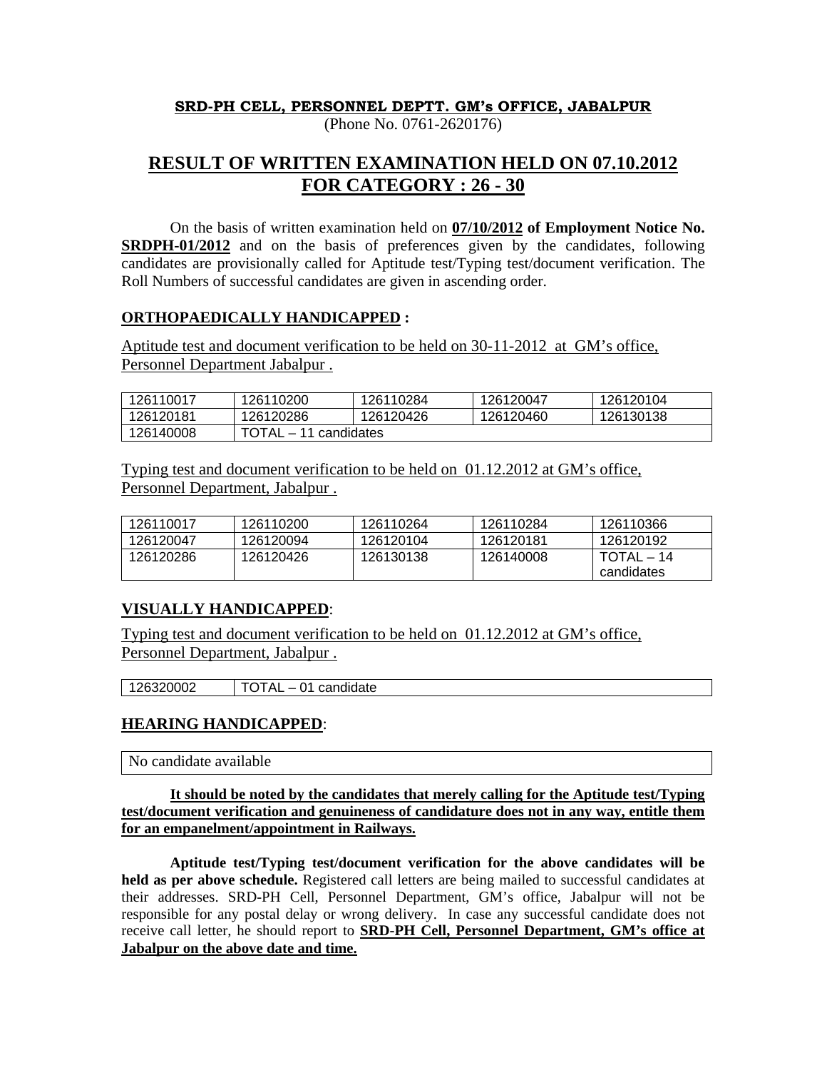**SRD-PH CELL, PERSONNEL DEPTT. GM's OFFICE, JABALPUR**
(Phone No. 0761-2620176)

# RESULT OF WRITTEN EXAMINATION HELD ON 07.10.2012 FOR CATEGORY : 26 - 30

On the basis of written examination held on **07/10/2012 of Employment Notice No. SRDPH-01/2012** and on the basis of preferences given by the candidates, following candidates are provisionally called for Aptitude test/Typing test/document verification. The Roll Numbers of successful candidates are given in ascending order.

## ORTHOPAEDICALLY HANDICAPPED :

Aptitude test and document verification to be held on 30-11-2012 at GM's office, Personnel Department Jabalpur .

| | | | | |
|---|---|---|---|---|
| 126110017 | 126110200 | 126110284 | 126120047 | 126120104 |
| 126120181 | 126120286 | 126120426 | 126120460 | 126130138 |
| 126140008 | TOTAL – 11 candidates | | | |

Typing test and document verification to be held on 01.12.2012 at GM's office, Personnel Department, Jabalpur .

| | | | | |
|---|---|---|---|---|
| 126110017 | 126110200 | 126110264 | 126110284 | 126110366 |
| 126120047 | 126120094 | 126120104 | 126120181 | 126120192 |
| 126120286 | 126120426 | 126130138 | 126140008 | TOTAL – 14 candidates |

## VISUALLY HANDICAPPED:

Typing test and document verification to be held on 01.12.2012 at GM's office, Personnel Department, Jabalpur .

| | |
|---|---|
| 126320002 | TOTAL – 01 candidate |

## HEARING HANDICAPPED:

| |
|---|
| No candidate available |

**It should be noted by the candidates that merely calling for the Aptitude test/Typing test/document verification and genuineness of candidature does not in any way, entitle them for an empanelment/appointment in Railways.**

**Aptitude test/Typing test/document verification for the above candidates will be held as per above schedule.** Registered call letters are being mailed to successful candidates at their addresses. SRD-PH Cell, Personnel Department, GM's office, Jabalpur will not be responsible for any postal delay or wrong delivery. In case any successful candidate does not receive call letter, he should report to **SRD-PH Cell, Personnel Department, GM's office at Jabalpur on the above date and time.**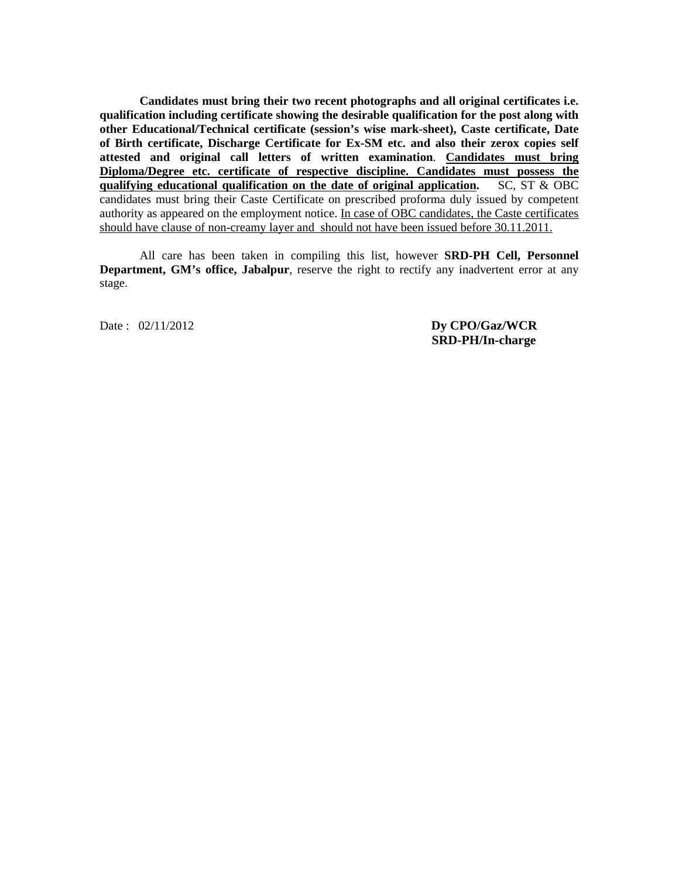**Candidates must bring their two recent photographs and all original certificates i.e. qualification including certificate showing the desirable qualification for the post along with other Educational/Technical certificate (session's wise mark-sheet), Caste certificate, Date of Birth certificate, Discharge Certificate for Ex-SM etc. and also their zerox copies self attested and original call letters of written examination**. <u>**Candidates must bring Diploma/Degree etc. certificate of respective discipline. Candidates must possess the qualifying educational qualification on the date of original application**</u>**.** SC, ST & OBC candidates must bring their Caste Certificate on prescribed proforma duly issued by competent authority as appeared on the employment notice. <u>In case of OBC candidates, the Caste certificates should have clause of non-creamy layer and should not have been issued before 30.11.2011.</u>

All care has been taken in compiling this list, however **SRD-PH Cell, Personnel Department, GM's office, Jabalpur**, reserve the right to rectify any inadvertent error at any stage.

Date : 02/11/2012

**Dy CPO/Gaz/WCR**
**SRD-PH/In-charge**